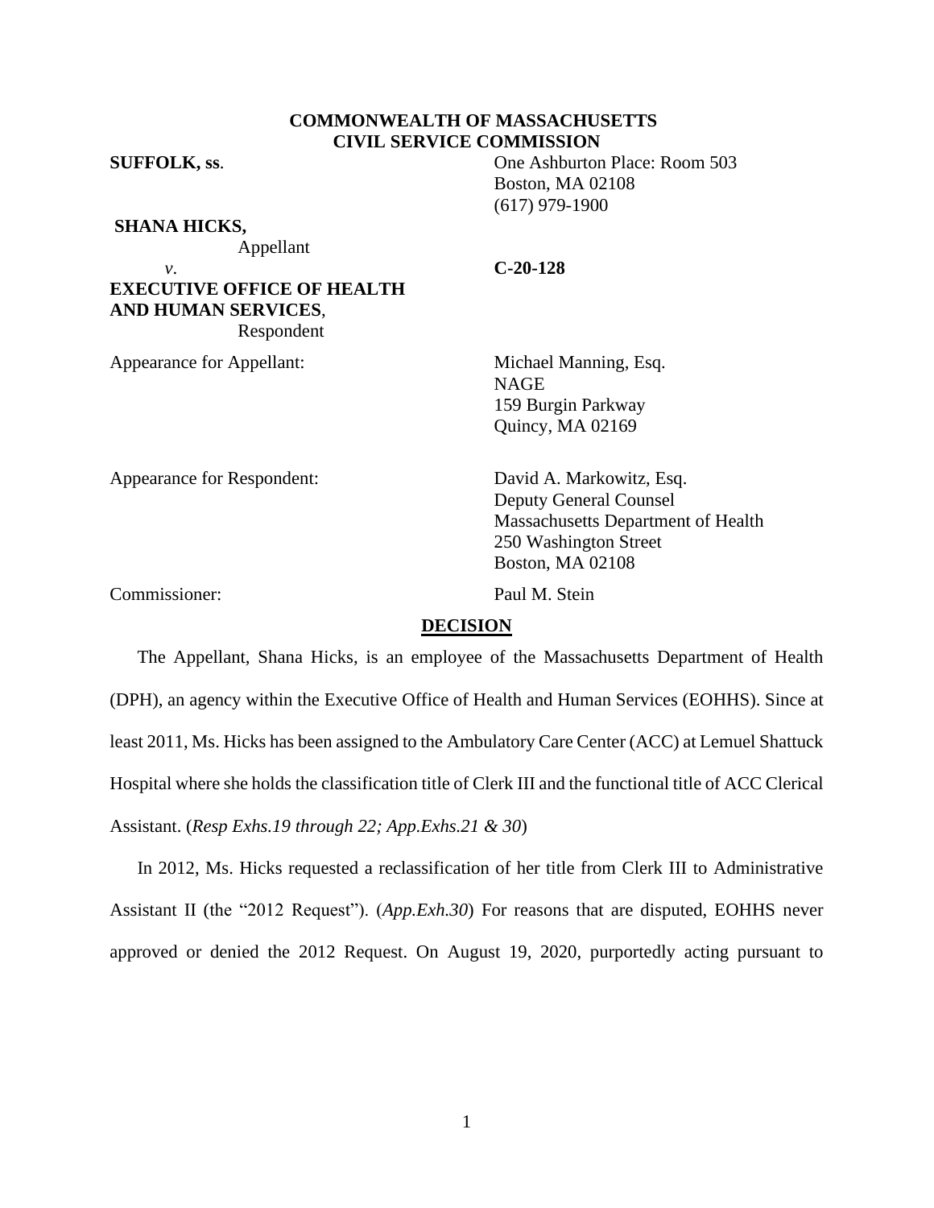**COMMONWEALTH OF MASSACHUSETTS**
**CIVIL SERVICE COMMISSION**

**SUFFOLK, ss**.

One Ashburton Place: Room 503
Boston, MA 02108
(617) 979-1900

**SHANA HICKS,**
Appellant

*v*.

**C-20-128**

**EXECUTIVE OFFICE OF HEALTH AND HUMAN SERVICES**,
Respondent

Appearance for Appellant:

Michael Manning, Esq.
NAGE
159 Burgin Parkway
Quincy, MA 02169

Appearance for Respondent:

David A. Markowitz, Esq.
Deputy General Counsel
Massachusetts Department of Health
250 Washington Street
Boston, MA 02108

Commissioner:

Paul M. Stein

## DECISION

The Appellant, Shana Hicks, is an employee of the Massachusetts Department of Health (DPH), an agency within the Executive Office of Health and Human Services (EOHHS). Since at least 2011, Ms. Hicks has been assigned to the Ambulatory Care Center (ACC) at Lemuel Shattuck Hospital where she holds the classification title of Clerk III and the functional title of ACC Clerical Assistant. (*Resp Exhs.19 through 22; App.Exhs.21 & 30*)

In 2012, Ms. Hicks requested a reclassification of her title from Clerk III to Administrative Assistant II (the "2012 Request"). (*App.Exh.30*) For reasons that are disputed, EOHHS never approved or denied the 2012 Request. On August 19, 2020, purportedly acting pursuant to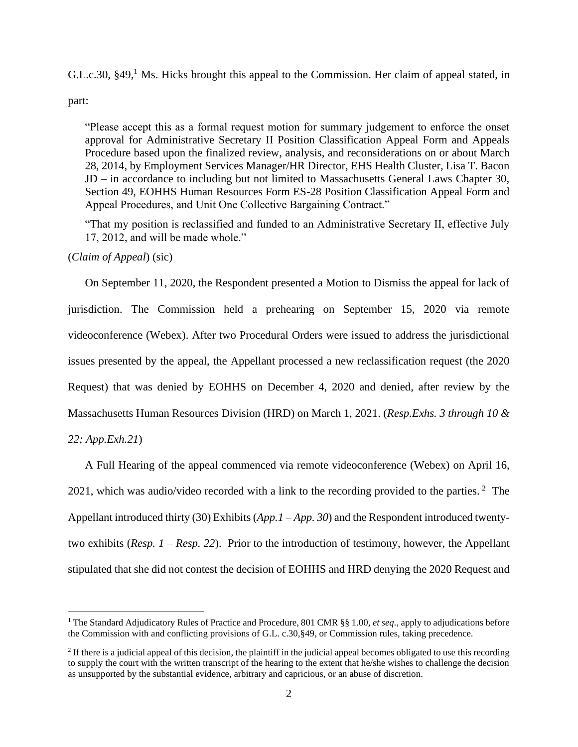G.L.c.30, §49,[1] Ms. Hicks brought this appeal to the Commission. Her claim of appeal stated, in part:

> "Please accept this as a formal request motion for summary judgement to enforce the onset approval for Administrative Secretary II Position Classification Appeal Form and Appeals Procedure based upon the finalized review, analysis, and reconsiderations on or about March 28, 2014, by Employment Services Manager/HR Director, EHS Health Cluster, Lisa T. Bacon JD – in accordance to including but not limited to Massachusetts General Laws Chapter 30, Section 49, EOHHS Human Resources Form ES-28 Position Classification Appeal Form and Appeal Procedures, and Unit One Collective Bargaining Contract."
>
> "That my position is reclassified and funded to an Administrative Secretary II, effective July 17, 2012, and will be made whole."

(*Claim of Appeal*) (sic)

On September 11, 2020, the Respondent presented a Motion to Dismiss the appeal for lack of jurisdiction. The Commission held a prehearing on September 15, 2020 via remote videoconference (Webex). After two Procedural Orders were issued to address the jurisdictional issues presented by the appeal, the Appellant processed a new reclassification request (the 2020 Request) that was denied by EOHHS on December 4, 2020 and denied, after review by the Massachusetts Human Resources Division (HRD) on March 1, 2021. (*Resp.Exhs. 3 through 10 & 22; App.Exh.21*)

A Full Hearing of the appeal commenced via remote videoconference (Webex) on April 16, 2021, which was audio/video recorded with a link to the recording provided to the parties. [2] The Appellant introduced thirty (30) Exhibits (*App.1 – App. 30*) and the Respondent introduced twenty-two exhibits (*Resp. 1 – Resp. 22*). Prior to the introduction of testimony, however, the Appellant stipulated that she did not contest the decision of EOHHS and HRD denying the 2020 Request and

---

[1] The Standard Adjudicatory Rules of Practice and Procedure, 801 CMR §§ 1.00, *et seq.*, apply to adjudications before the Commission with and conflicting provisions of G.L. c.30,§49, or Commission rules, taking precedence.

[2] If there is a judicial appeal of this decision, the plaintiff in the judicial appeal becomes obligated to use this recording to supply the court with the written transcript of the hearing to the extent that he/she wishes to challenge the decision as unsupported by the substantial evidence, arbitrary and capricious, or an abuse of discretion.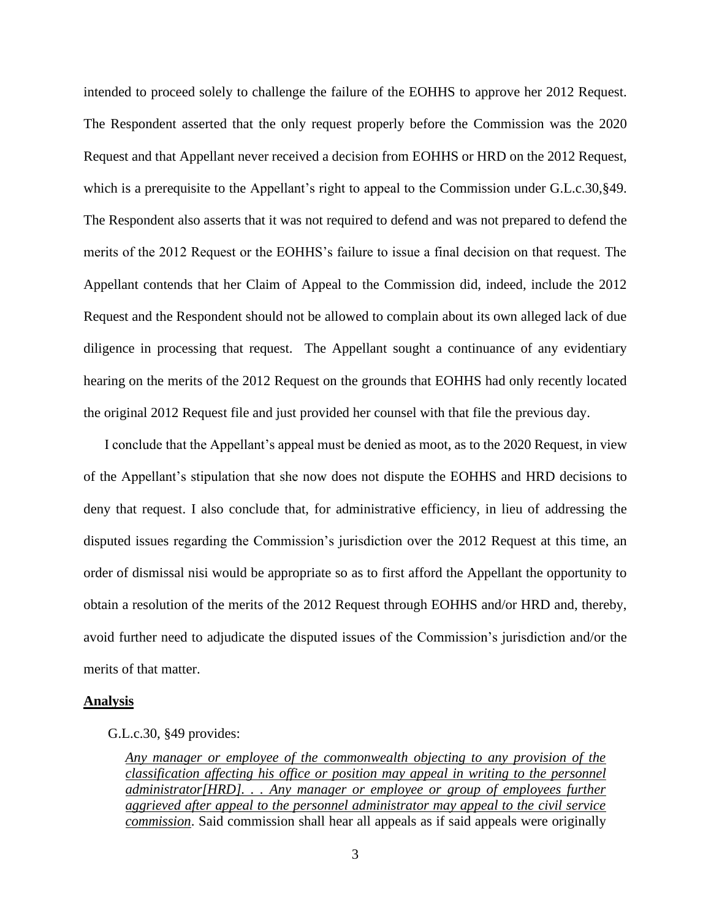intended to proceed solely to challenge the failure of the EOHHS to approve her 2012 Request. The Respondent asserted that the only request properly before the Commission was the 2020 Request and that Appellant never received a decision from EOHHS or HRD on the 2012 Request, which is a prerequisite to the Appellant's right to appeal to the Commission under G.L.c.30,§49. The Respondent also asserts that it was not required to defend and was not prepared to defend the merits of the 2012 Request or the EOHHS's failure to issue a final decision on that request. The Appellant contends that her Claim of Appeal to the Commission did, indeed, include the 2012 Request and the Respondent should not be allowed to complain about its own alleged lack of due diligence in processing that request. The Appellant sought a continuance of any evidentiary hearing on the merits of the 2012 Request on the grounds that EOHHS had only recently located the original 2012 Request file and just provided her counsel with that file the previous day.

I conclude that the Appellant's appeal must be denied as moot, as to the 2020 Request, in view of the Appellant's stipulation that she now does not dispute the EOHHS and HRD decisions to deny that request. I also conclude that, for administrative efficiency, in lieu of addressing the disputed issues regarding the Commission's jurisdiction over the 2012 Request at this time, an order of dismissal nisi would be appropriate so as to first afford the Appellant the opportunity to obtain a resolution of the merits of the 2012 Request through EOHHS and/or HRD and, thereby, avoid further need to adjudicate the disputed issues of the Commission's jurisdiction and/or the merits of that matter.

**Analysis**

G.L.c.30, §49 provides:

> ***Any manager or employee of the commonwealth objecting to any provision of the classification affecting his office or position may appeal in writing to the personnel administrator[HRD]. . . Any manager or employee or group of employees further aggrieved after appeal to the personnel administrator may appeal to the civil service commission***. Said commission shall hear all appeals as if said appeals were originally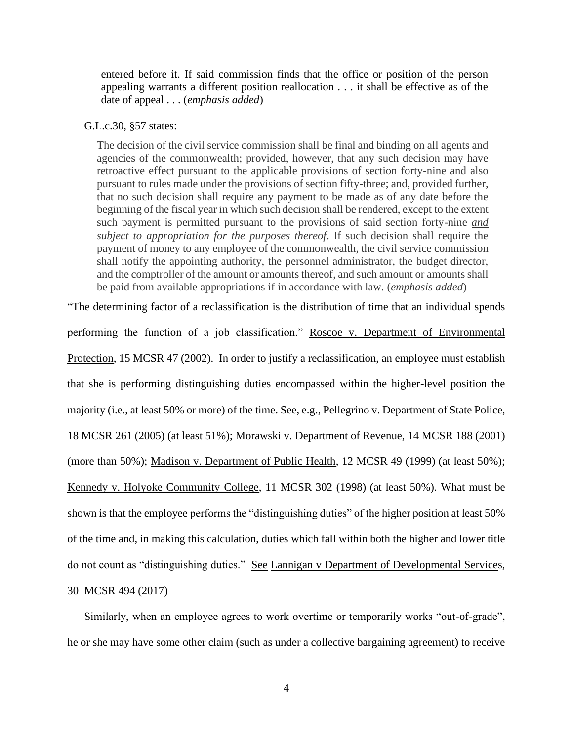> entered before it. If said commission finds that the office or position of the person appealing warrants a different position reallocation . . . it shall be effective as of the date of appeal . . . (*emphasis added*)

G.L.c.30, §57 states:

> The decision of the civil service commission shall be final and binding on all agents and agencies of the commonwealth; provided, however, that any such decision may have retroactive effect pursuant to the applicable provisions of section forty-nine and also pursuant to rules made under the provisions of section fifty-three; and, provided further, that no such decision shall require any payment to be made as of any date before the beginning of the fiscal year in which such decision shall be rendered, except to the extent such payment is permitted pursuant to the provisions of said section forty-nine *and subject to appropriation for the purposes thereof*. If such decision shall require the payment of money to any employee of the commonwealth, the civil service commission shall notify the appointing authority, the personnel administrator, the budget director, and the comptroller of the amount or amounts thereof, and such amount or amounts shall be paid from available appropriations if in accordance with law. (*emphasis added*)

"The determining factor of a reclassification is the distribution of time that an individual spends performing the function of a job classification." Roscoe v. Department of Environmental Protection, 15 MCSR 47 (2002). In order to justify a reclassification, an employee must establish that she is performing distinguishing duties encompassed within the higher-level position the majority (i.e., at least 50% or more) of the time. See, e.g., Pellegrino v. Department of State Police, 18 MCSR 261 (2005) (at least 51%); Morawski v. Department of Revenue, 14 MCSR 188 (2001) (more than 50%); Madison v. Department of Public Health, 12 MCSR 49 (1999) (at least 50%); Kennedy v. Holyoke Community College, 11 MCSR 302 (1998) (at least 50%). What must be shown is that the employee performs the "distinguishing duties" of the higher position at least 50% of the time and, in making this calculation, duties which fall within both the higher and lower title do not count as "distinguishing duties." See Lannigan v Department of Developmental Services, 30 MCSR 494 (2017)

Similarly, when an employee agrees to work overtime or temporarily works "out-of-grade", he or she may have some other claim (such as under a collective bargaining agreement) to receive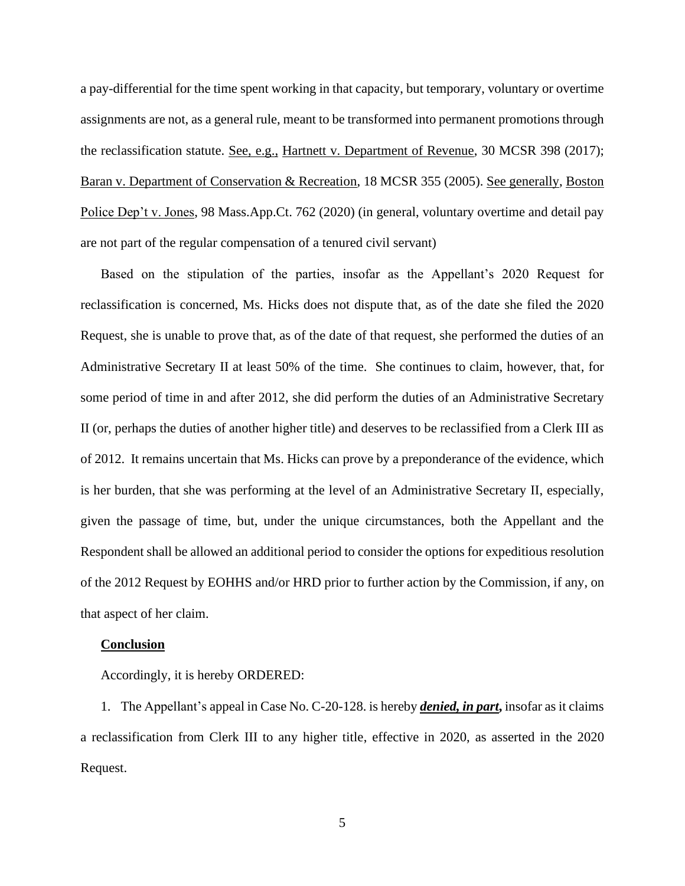a pay-differential for the time spent working in that capacity, but temporary, voluntary or overtime assignments are not, as a general rule, meant to be transformed into permanent promotions through the reclassification statute. See, e.g., Hartnett v. Department of Revenue, 30 MCSR 398 (2017); Baran v. Department of Conservation & Recreation, 18 MCSR 355 (2005). See generally, Boston Police Dep't v. Jones, 98 Mass.App.Ct. 762 (2020) (in general, voluntary overtime and detail pay are not part of the regular compensation of a tenured civil servant)

Based on the stipulation of the parties, insofar as the Appellant's 2020 Request for reclassification is concerned, Ms. Hicks does not dispute that, as of the date she filed the 2020 Request, she is unable to prove that, as of the date of that request, she performed the duties of an Administrative Secretary II at least 50% of the time. She continues to claim, however, that, for some period of time in and after 2012, she did perform the duties of an Administrative Secretary II (or, perhaps the duties of another higher title) and deserves to be reclassified from a Clerk III as of 2012. It remains uncertain that Ms. Hicks can prove by a preponderance of the evidence, which is her burden, that she was performing at the level of an Administrative Secretary II, especially, given the passage of time, but, under the unique circumstances, both the Appellant and the Respondent shall be allowed an additional period to consider the options for expeditious resolution of the 2012 Request by EOHHS and/or HRD prior to further action by the Commission, if any, on that aspect of her claim.

**Conclusion**

Accordingly, it is hereby ORDERED:

1. The Appellant's appeal in Case No. C-20-128. is hereby ***denied, in part,*** insofar as it claims a reclassification from Clerk III to any higher title, effective in 2020, as asserted in the 2020 Request.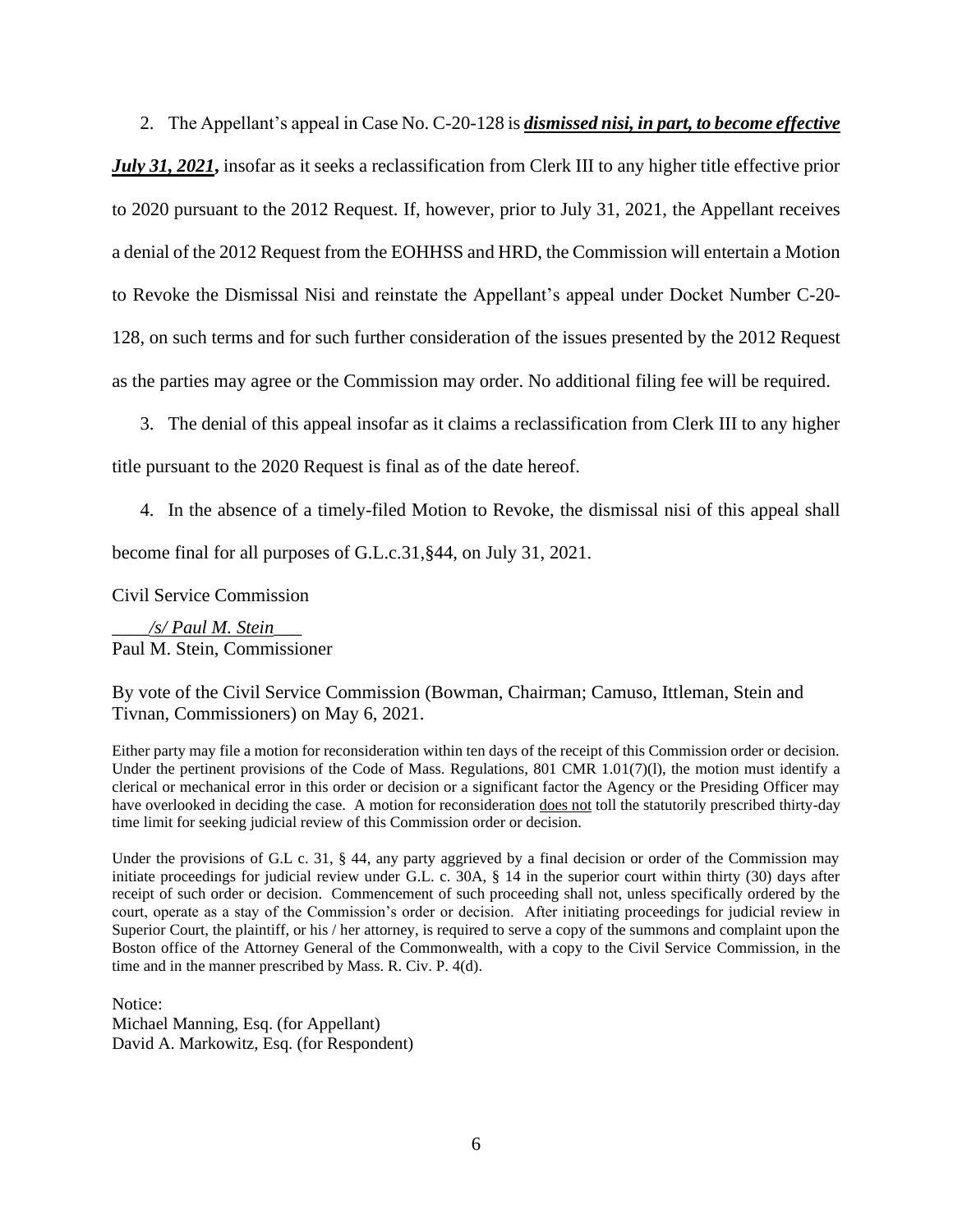2. The Appellant's appeal in Case No. C-20-128 is ***dismissed nisi, in part, to become effective July 31, 2021***, insofar as it seeks a reclassification from Clerk III to any higher title effective prior to 2020 pursuant to the 2012 Request. If, however, prior to July 31, 2021, the Appellant receives a denial of the 2012 Request from the EOHHSS and HRD, the Commission will entertain a Motion to Revoke the Dismissal Nisi and reinstate the Appellant's appeal under Docket Number C-20-128, on such terms and for such further consideration of the issues presented by the 2012 Request as the parties may agree or the Commission may order. No additional filing fee will be required.

3. The denial of this appeal insofar as it claims a reclassification from Clerk III to any higher title pursuant to the 2020 Request is final as of the date hereof.

4. In the absence of a timely-filed Motion to Revoke, the dismissal nisi of this appeal shall become final for all purposes of G.L.c.31,§44, on July 31, 2021.

Civil Service Commission

*/s/ Paul M. Stein*
Paul M. Stein, Commissioner

By vote of the Civil Service Commission (Bowman, Chairman; Camuso, Ittleman, Stein and Tivnan, Commissioners) on May 6, 2021.

Either party may file a motion for reconsideration within ten days of the receipt of this Commission order or decision. Under the pertinent provisions of the Code of Mass. Regulations, 801 CMR 1.01(7)(l), the motion must identify a clerical or mechanical error in this order or decision or a significant factor the Agency or the Presiding Officer may have overlooked in deciding the case. A motion for reconsideration does not toll the statutorily prescribed thirty-day time limit for seeking judicial review of this Commission order or decision.

Under the provisions of G.L c. 31, § 44, any party aggrieved by a final decision or order of the Commission may initiate proceedings for judicial review under G.L. c. 30A, § 14 in the superior court within thirty (30) days after receipt of such order or decision. Commencement of such proceeding shall not, unless specifically ordered by the court, operate as a stay of the Commission's order or decision. After initiating proceedings for judicial review in Superior Court, the plaintiff, or his / her attorney, is required to serve a copy of the summons and complaint upon the Boston office of the Attorney General of the Commonwealth, with a copy to the Civil Service Commission, in the time and in the manner prescribed by Mass. R. Civ. P. 4(d).

Notice:
Michael Manning, Esq. (for Appellant)
David A. Markowitz, Esq. (for Respondent)